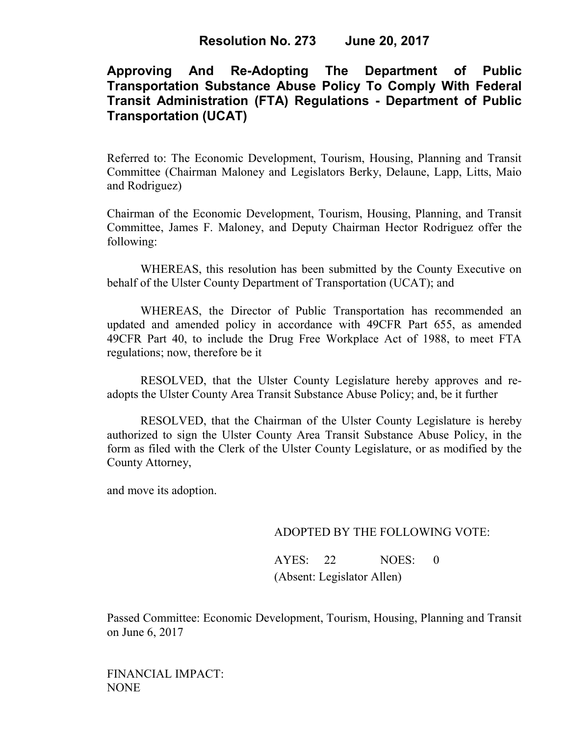# Resolution No. 273 June 20, 2017

## Approving And Re-Adopting The Department of Public Transportation Substance Abuse Policy To Comply With Federal Transit Administration (FTA) Regulations - Department of Public Transportation (UCAT)

Referred to: The Economic Development, Tourism, Housing, Planning and Transit Committee (Chairman Maloney and Legislators Berky, Delaune, Lapp, Litts, Maio and Rodriguez)

Chairman of the Economic Development, Tourism, Housing, Planning, and Transit Committee, James F. Maloney, and Deputy Chairman Hector Rodriguez offer the following:

WHEREAS, this resolution has been submitted by the County Executive on behalf of the Ulster County Department of Transportation (UCAT); and

WHEREAS, the Director of Public Transportation has recommended an updated and amended policy in accordance with 49CFR Part 655, as amended 49CFR Part 40, to include the Drug Free Workplace Act of 1988, to meet FTA regulations; now, therefore be it

RESOLVED, that the Ulster County Legislature hereby approves and re-adopts the Ulster County Area Transit Substance Abuse Policy; and, be it further

RESOLVED, that the Chairman of the Ulster County Legislature is hereby authorized to sign the Ulster County Area Transit Substance Abuse Policy, in the form as filed with the Clerk of the Ulster County Legislature, or as modified by the County Attorney,

and move its adoption.

ADOPTED BY THE FOLLOWING VOTE:

AYES: 22 NOES: 0
(Absent: Legislator Allen)

Passed Committee: Economic Development, Tourism, Housing, Planning and Transit on June 6, 2017

FINANCIAL IMPACT:
NONE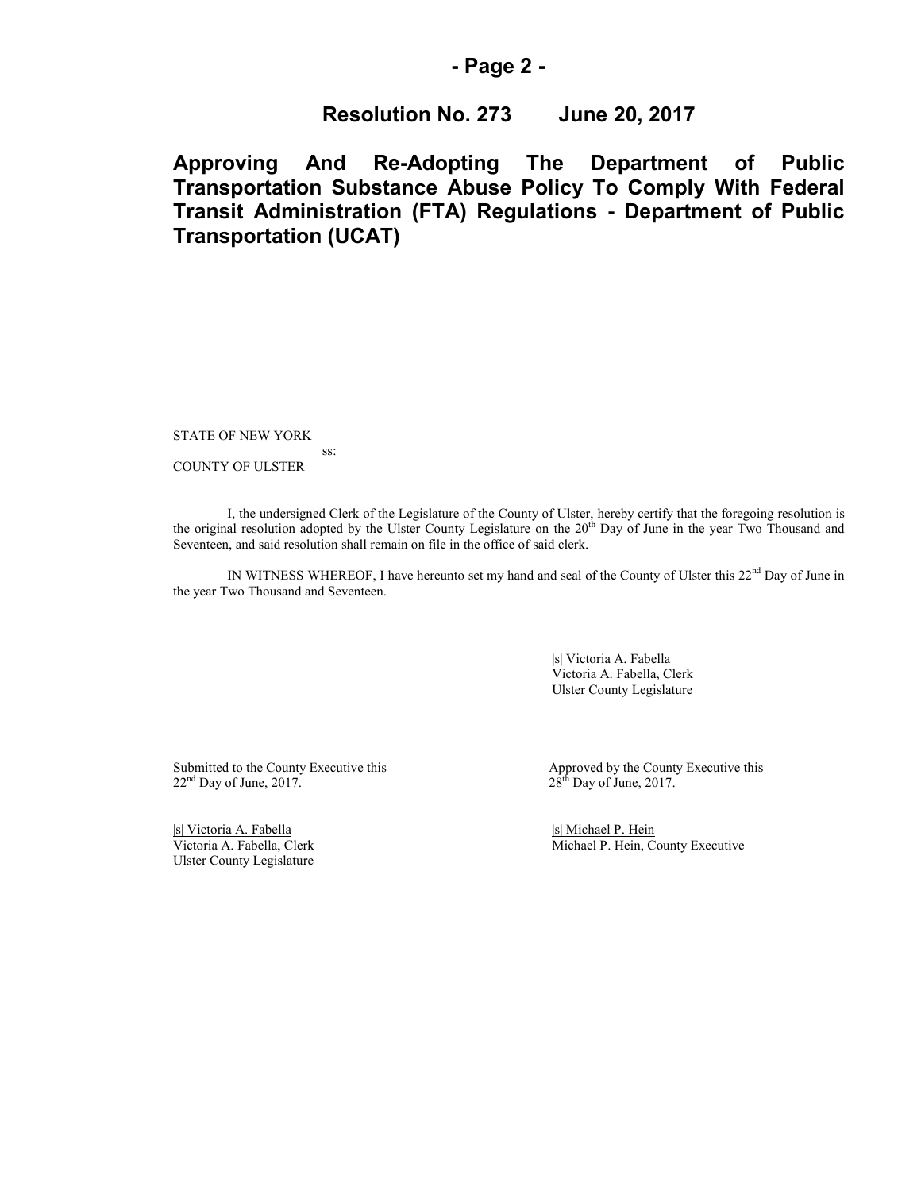**Resolution No. 273 June 20, 2017**

## Approving And Re-Adopting The Department of Public Transportation Substance Abuse Policy To Comply With Federal Transit Administration (FTA) Regulations - Department of Public Transportation (UCAT)

STATE OF NEW YORK
ss:
COUNTY OF ULSTER

I, the undersigned Clerk of the Legislature of the County of Ulster, hereby certify that the foregoing resolution is the original resolution adopted by the Ulster County Legislature on the 20th Day of June in the year Two Thousand and Seventeen, and said resolution shall remain on file in the office of said clerk.

IN WITNESS WHEREOF, I have hereunto set my hand and seal of the County of Ulster this 22nd Day of June in the year Two Thousand and Seventeen.

|s| Victoria A. Fabella
Victoria A. Fabella, Clerk
Ulster County Legislature

Submitted to the County Executive this 22nd Day of June, 2017.

|s| Victoria A. Fabella
Victoria A. Fabella, Clerk
Ulster County Legislature

Approved by the County Executive this 28th Day of June, 2017.

|s| Michael P. Hein
Michael P. Hein, County Executive